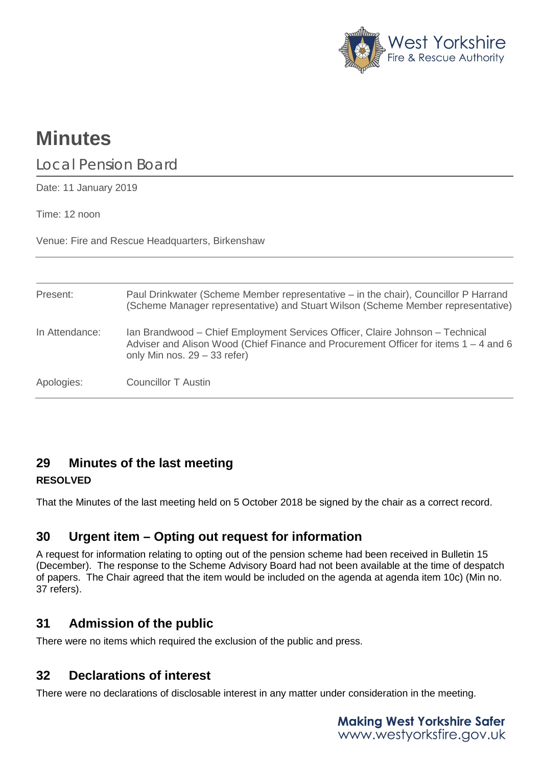# Minutes

## Local Pension Board

Date: 11 January 2019

Time: 12 noon

Venue: Fire and Rescue Headquarters, Birkenshaw

| | |
|---|---|
| Present: | Paul Drinkwater (Scheme Member representative – in the chair), Councillor P Harrand (Scheme Manager representative) and Stuart Wilson (Scheme Member representative) |
| In Attendance: | Ian Brandwood – Chief Employment Services Officer, Claire Johnson – Technical Adviser and Alison Wood (Chief Finance and Procurement Officer for items 1 – 4 and 6 only Min nos. 29 – 33 refer) |
| Apologies: | Councillor T Austin |

## 29 Minutes of the last meeting

**RESOLVED**

That the Minutes of the last meeting held on 5 October 2018 be signed by the chair as a correct record.

## 30 Urgent item – Opting out request for information

A request for information relating to opting out of the pension scheme had been received in Bulletin 15 (December). The response to the Scheme Advisory Board had not been available at the time of despatch of papers. The Chair agreed that the item would be included on the agenda at agenda item 10c) (Min no. 37 refers).

## 31 Admission of the public

There were no items which required the exclusion of the public and press.

## 32 Declarations of interest

There were no declarations of disclosable interest in any matter under consideration in the meeting.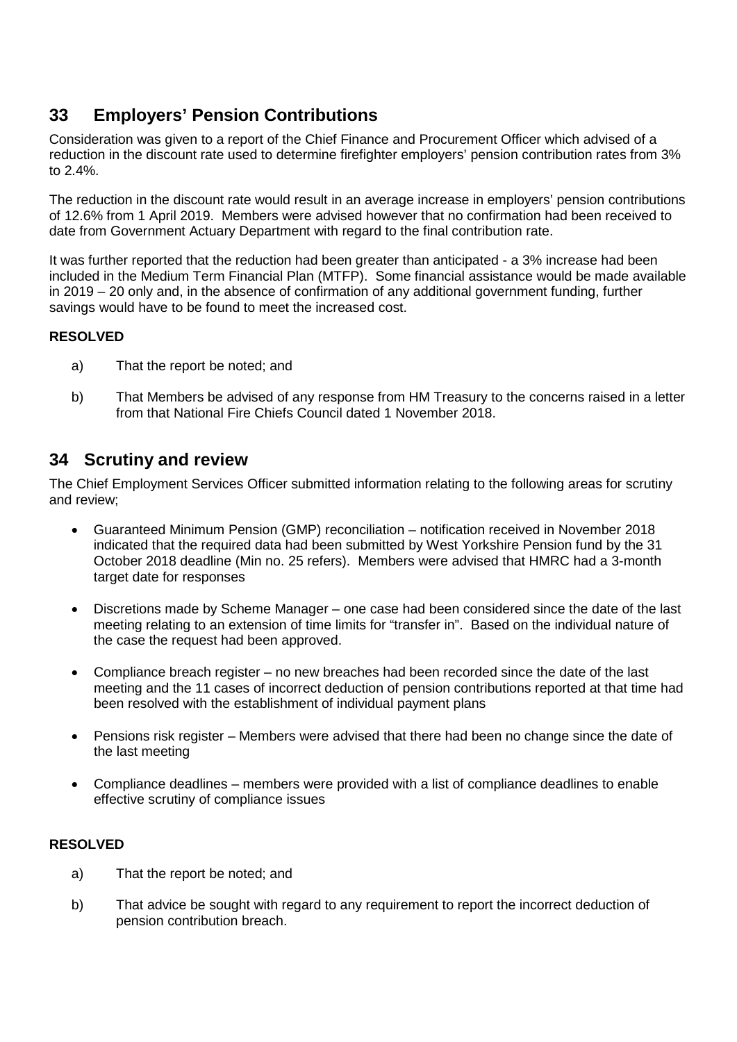## 33 Employers' Pension Contributions

Consideration was given to a report of the Chief Finance and Procurement Officer which advised of a reduction in the discount rate used to determine firefighter employers' pension contribution rates from 3% to 2.4%.

The reduction in the discount rate would result in an average increase in employers' pension contributions of 12.6% from 1 April 2019. Members were advised however that no confirmation had been received to date from Government Actuary Department with regard to the final contribution rate.

It was further reported that the reduction had been greater than anticipated - a 3% increase had been included in the Medium Term Financial Plan (MTFP). Some financial assistance would be made available in 2019 – 20 only and, in the absence of confirmation of any additional government funding, further savings would have to be found to meet the increased cost.

**RESOLVED**

a) That the report be noted; and

b) That Members be advised of any response from HM Treasury to the concerns raised in a letter from that National Fire Chiefs Council dated 1 November 2018.

## 34 Scrutiny and review

The Chief Employment Services Officer submitted information relating to the following areas for scrutiny and review;

- Guaranteed Minimum Pension (GMP) reconciliation – notification received in November 2018 indicated that the required data had been submitted by West Yorkshire Pension fund by the 31 October 2018 deadline (Min no. 25 refers). Members were advised that HMRC had a 3-month target date for responses

- Discretions made by Scheme Manager – one case had been considered since the date of the last meeting relating to an extension of time limits for "transfer in". Based on the individual nature of the case the request had been approved.

- Compliance breach register – no new breaches had been recorded since the date of the last meeting and the 11 cases of incorrect deduction of pension contributions reported at that time had been resolved with the establishment of individual payment plans

- Pensions risk register – Members were advised that there had been no change since the date of the last meeting

- Compliance deadlines – members were provided with a list of compliance deadlines to enable effective scrutiny of compliance issues

**RESOLVED**

a) That the report be noted; and

b) That advice be sought with regard to any requirement to report the incorrect deduction of pension contribution breach.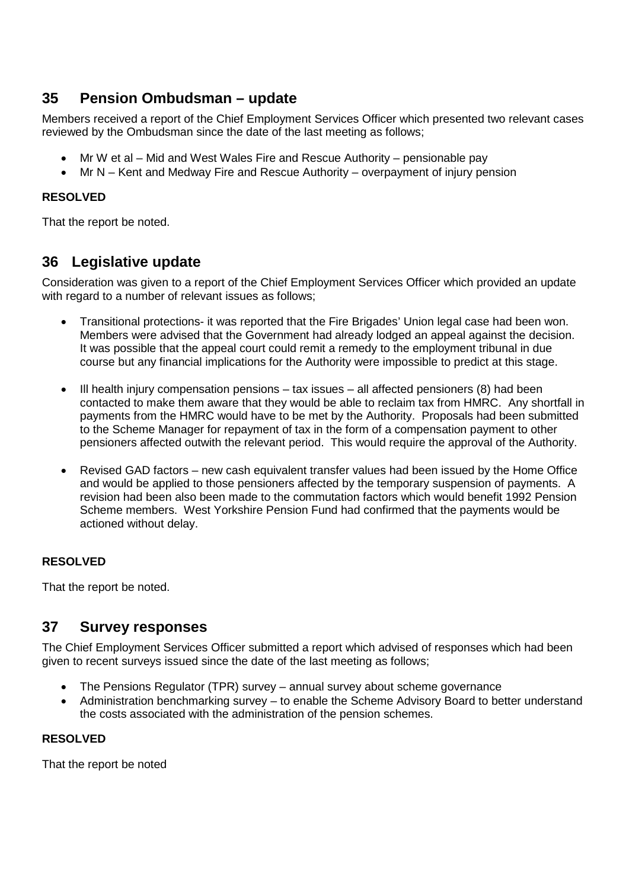## 35 Pension Ombudsman – update

Members received a report of the Chief Employment Services Officer which presented two relevant cases reviewed by the Ombudsman since the date of the last meeting as follows;

- Mr W et al – Mid and West Wales Fire and Rescue Authority – pensionable pay
- Mr N – Kent and Medway Fire and Rescue Authority – overpayment of injury pension

**RESOLVED**

That the report be noted.

## 36 Legislative update

Consideration was given to a report of the Chief Employment Services Officer which provided an update with regard to a number of relevant issues as follows;

- Transitional protections- it was reported that the Fire Brigades' Union legal case had been won. Members were advised that the Government had already lodged an appeal against the decision. It was possible that the appeal court could remit a remedy to the employment tribunal in due course but any financial implications for the Authority were impossible to predict at this stage.

- Ill health injury compensation pensions – tax issues – all affected pensioners (8) had been contacted to make them aware that they would be able to reclaim tax from HMRC. Any shortfall in payments from the HMRC would have to be met by the Authority. Proposals had been submitted to the Scheme Manager for repayment of tax in the form of a compensation payment to other pensioners affected outwith the relevant period. This would require the approval of the Authority.

- Revised GAD factors – new cash equivalent transfer values had been issued by the Home Office and would be applied to those pensioners affected by the temporary suspension of payments. A revision had been also been made to the commutation factors which would benefit 1992 Pension Scheme members. West Yorkshire Pension Fund had confirmed that the payments would be actioned without delay.

**RESOLVED**

That the report be noted.

## 37 Survey responses

The Chief Employment Services Officer submitted a report which advised of responses which had been given to recent surveys issued since the date of the last meeting as follows;

- The Pensions Regulator (TPR) survey – annual survey about scheme governance
- Administration benchmarking survey – to enable the Scheme Advisory Board to better understand the costs associated with the administration of the pension schemes.

**RESOLVED**

That the report be noted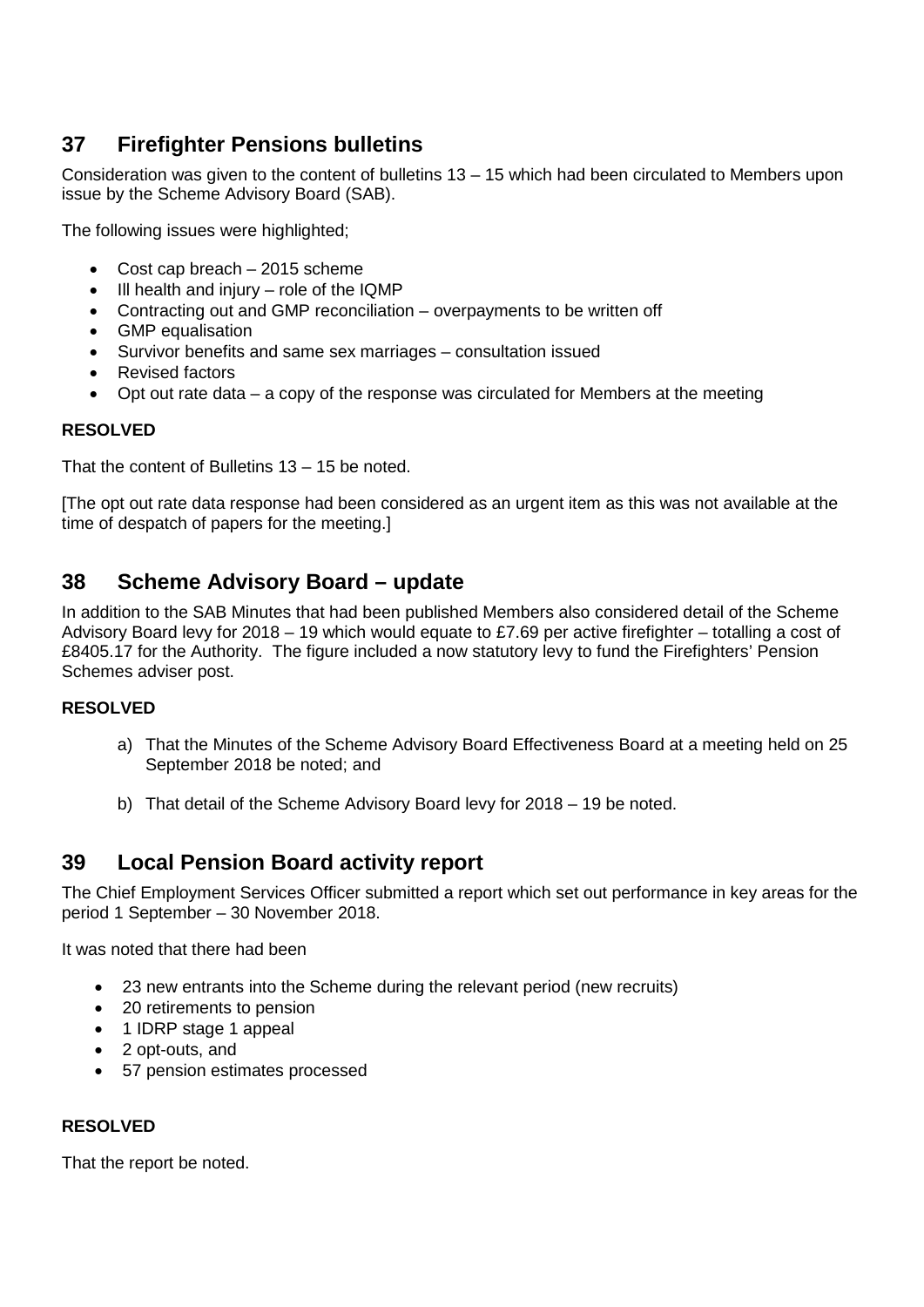## 37 Firefighter Pensions bulletins

Consideration was given to the content of bulletins 13 – 15 which had been circulated to Members upon issue by the Scheme Advisory Board (SAB).

The following issues were highlighted;

- Cost cap breach – 2015 scheme
- Ill health and injury – role of the IQMP
- Contracting out and GMP reconciliation – overpayments to be written off
- GMP equalisation
- Survivor benefits and same sex marriages – consultation issued
- Revised factors
- Opt out rate data – a copy of the response was circulated for Members at the meeting

**RESOLVED**

That the content of Bulletins 13 – 15 be noted.

[The opt out rate data response had been considered as an urgent item as this was not available at the time of despatch of papers for the meeting.]

## 38 Scheme Advisory Board – update

In addition to the SAB Minutes that had been published Members also considered detail of the Scheme Advisory Board levy for 2018 – 19 which would equate to £7.69 per active firefighter – totalling a cost of £8405.17 for the Authority. The figure included a now statutory levy to fund the Firefighters' Pension Schemes adviser post.

**RESOLVED**

a) That the Minutes of the Scheme Advisory Board Effectiveness Board at a meeting held on 25 September 2018 be noted; and

b) That detail of the Scheme Advisory Board levy for 2018 – 19 be noted.

## 39 Local Pension Board activity report

The Chief Employment Services Officer submitted a report which set out performance in key areas for the period 1 September – 30 November 2018.

It was noted that there had been

- 23 new entrants into the Scheme during the relevant period (new recruits)
- 20 retirements to pension
- 1 IDRP stage 1 appeal
- 2 opt-outs, and
- 57 pension estimates processed

**RESOLVED**

That the report be noted.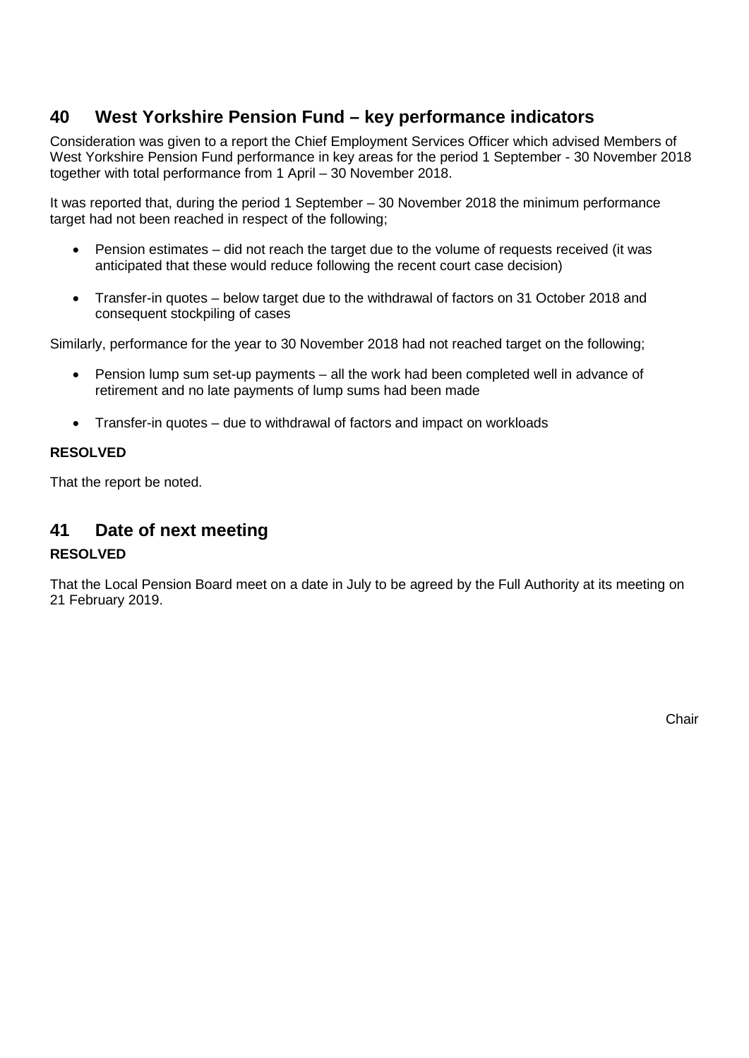## 40 West Yorkshire Pension Fund – key performance indicators

Consideration was given to a report the Chief Employment Services Officer which advised Members of West Yorkshire Pension Fund performance in key areas for the period 1 September - 30 November 2018 together with total performance from 1 April – 30 November 2018.

It was reported that, during the period 1 September – 30 November 2018 the minimum performance target had not been reached in respect of the following;

- Pension estimates – did not reach the target due to the volume of requests received (it was anticipated that these would reduce following the recent court case decision)
- Transfer-in quotes – below target due to the withdrawal of factors on 31 October 2018 and consequent stockpiling of cases

Similarly, performance for the year to 30 November 2018 had not reached target on the following;

- Pension lump sum set-up payments – all the work had been completed well in advance of retirement and no late payments of lump sums had been made
- Transfer-in quotes – due to withdrawal of factors and impact on workloads

**RESOLVED**

That the report be noted.

## 41 Date of next meeting

**RESOLVED**

That the Local Pension Board meet on a date in July to be agreed by the Full Authority at its meeting on 21 February 2019.

Chair